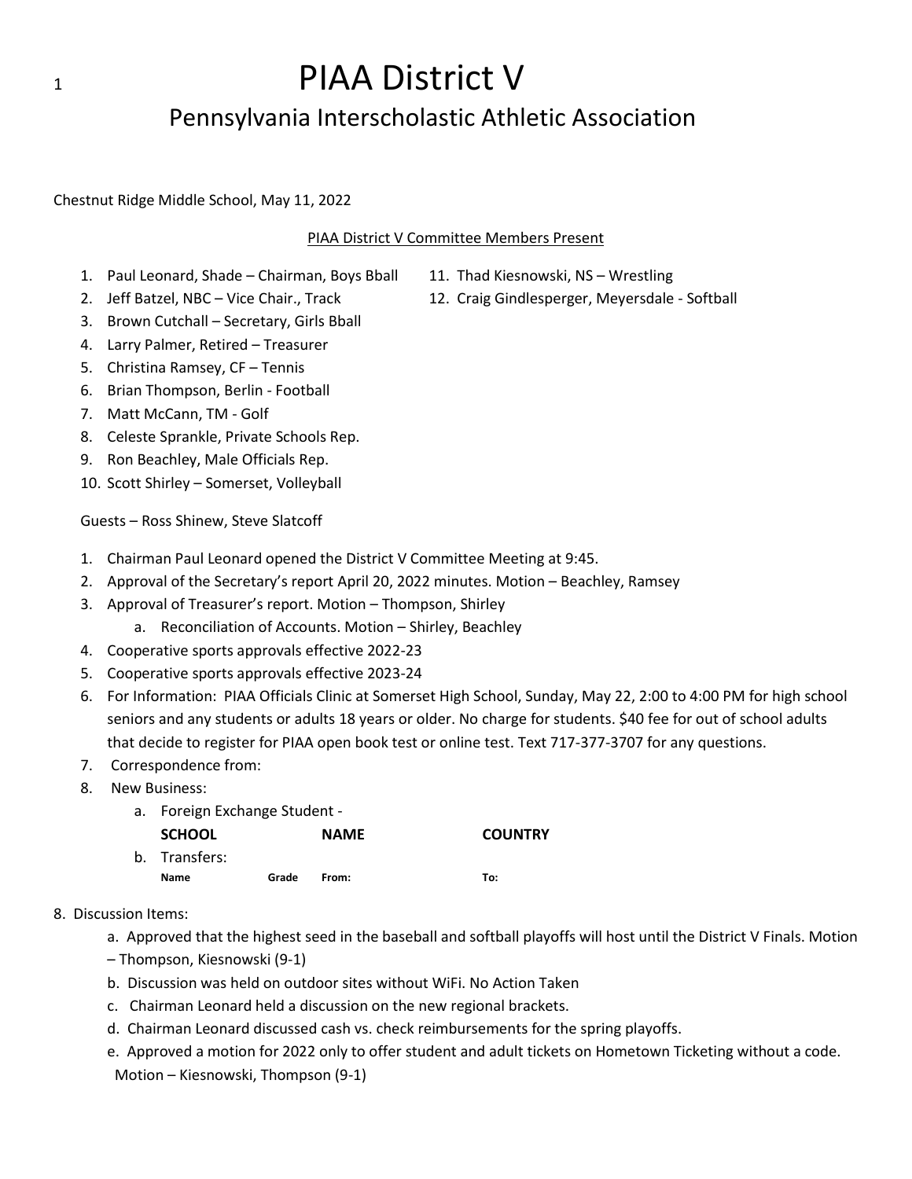# PIAA District V

## Pennsylvania Interscholastic Athletic Association

Chestnut Ridge Middle School, May 11, 2022

PIAA District V Committee Members Present

1. Paul Leonard, Shade – Chairman, Boys Bball
2. Jeff Batzel, NBC – Vice Chair., Track
3. Brown Cutchall – Secretary, Girls Bball
4. Larry Palmer, Retired – Treasurer
5. Christina Ramsey, CF – Tennis
6. Brian Thompson, Berlin - Football
7. Matt McCann, TM - Golf
8. Celeste Sprankle, Private Schools Rep.
9. Ron Beachley, Male Officials Rep.
10. Scott Shirley – Somerset, Volleyball
11. Thad Kiesnowski, NS – Wrestling
12. Craig Gindlesperger, Meyersdale - Softball

Guests – Ross Shinew, Steve Slatcoff

1. Chairman Paul Leonard opened the District V Committee Meeting at 9:45.
2. Approval of the Secretary's report April 20, 2022 minutes. Motion – Beachley, Ramsey
3. Approval of Treasurer's report. Motion – Thompson, Shirley
   a. Reconciliation of Accounts. Motion – Shirley, Beachley
4. Cooperative sports approvals effective 2022-23
5. Cooperative sports approvals effective 2023-24
6. For Information: PIAA Officials Clinic at Somerset High School, Sunday, May 22, 2:00 to 4:00 PM for high school seniors and any students or adults 18 years or older. No charge for students. $40 fee for out of school adults that decide to register for PIAA open book test or online test. Text 717-377-3707 for any questions.
7. Correspondence from:
8. New Business:
   a. Foreign Exchange Student -

   | SCHOOL | NAME | COUNTRY |
   | --- | --- | --- |

   b. Transfers:

   | Name | Grade | From: | To: |
   | --- | --- | --- | --- |

8. Discussion Items:
   a. Approved that the highest seed in the baseball and softball playoffs will host until the District V Finals. Motion – Thompson, Kiesnowski (9-1)
   b. Discussion was held on outdoor sites without WiFi. No Action Taken
   c. Chairman Leonard held a discussion on the new regional brackets.
   d. Chairman Leonard discussed cash vs. check reimbursements for the spring playoffs.
   e. Approved a motion for 2022 only to offer student and adult tickets on Hometown Ticketing without a code. Motion – Kiesnowski, Thompson (9-1)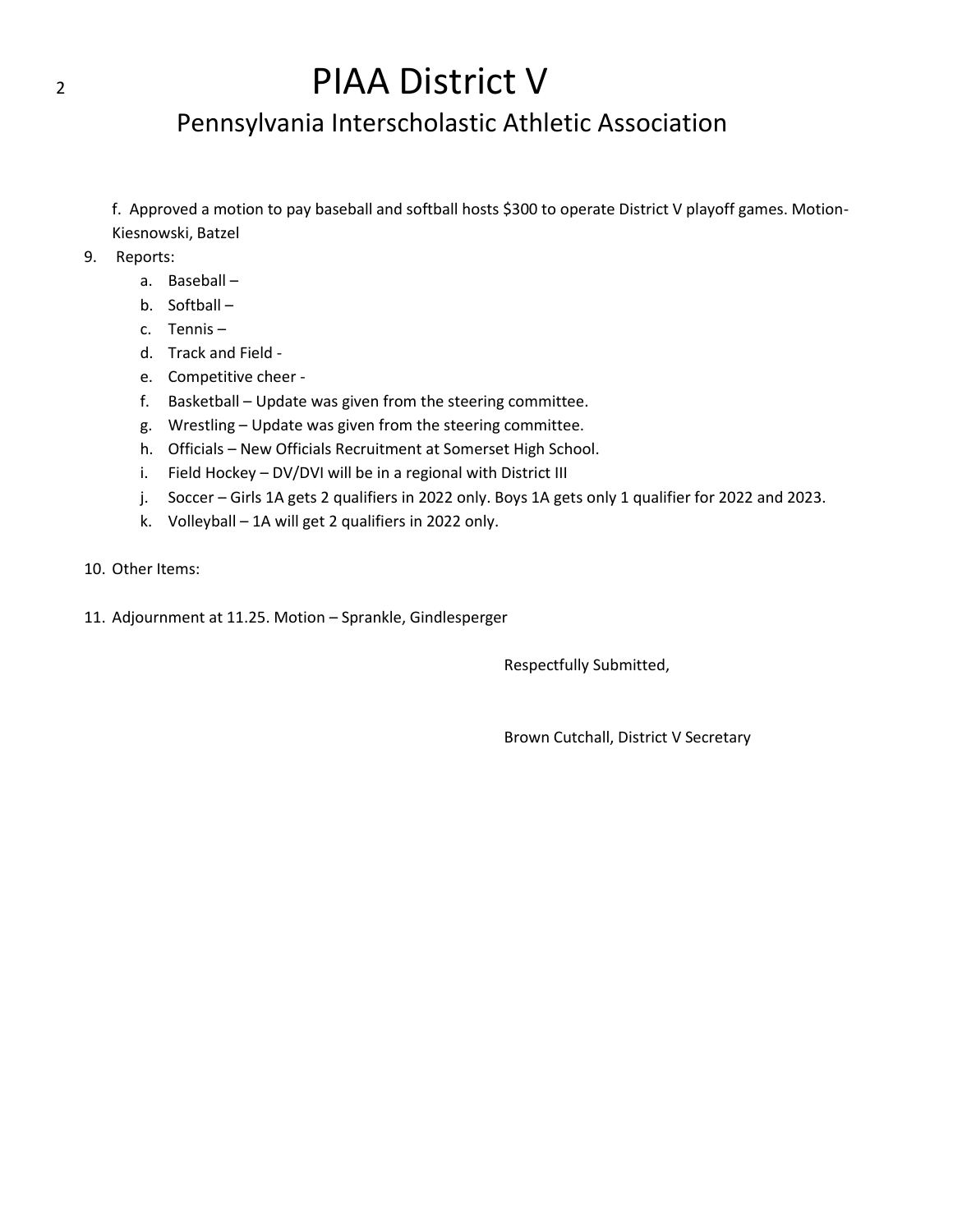# PIAA District V

## Pennsylvania Interscholastic Athletic Association

f. Approved a motion to pay baseball and softball hosts $300 to operate District V playoff games. Motion- Kiesnowski, Batzel

9. Reports:
   a. Baseball –
   b. Softball –
   c. Tennis –
   d. Track and Field -
   e. Competitive cheer -
   f. Basketball – Update was given from the steering committee.
   g. Wrestling – Update was given from the steering committee.
   h. Officials – New Officials Recruitment at Somerset High School.
   i. Field Hockey – DV/DVI will be in a regional with District III
   j. Soccer – Girls 1A gets 2 qualifiers in 2022 only. Boys 1A gets only 1 qualifier for 2022 and 2023.
   k. Volleyball – 1A will get 2 qualifiers in 2022 only.

10. Other Items:

11. Adjournment at 11.25. Motion – Sprankle, Gindlesperger

Respectfully Submitted,

Brown Cutchall, District V Secretary